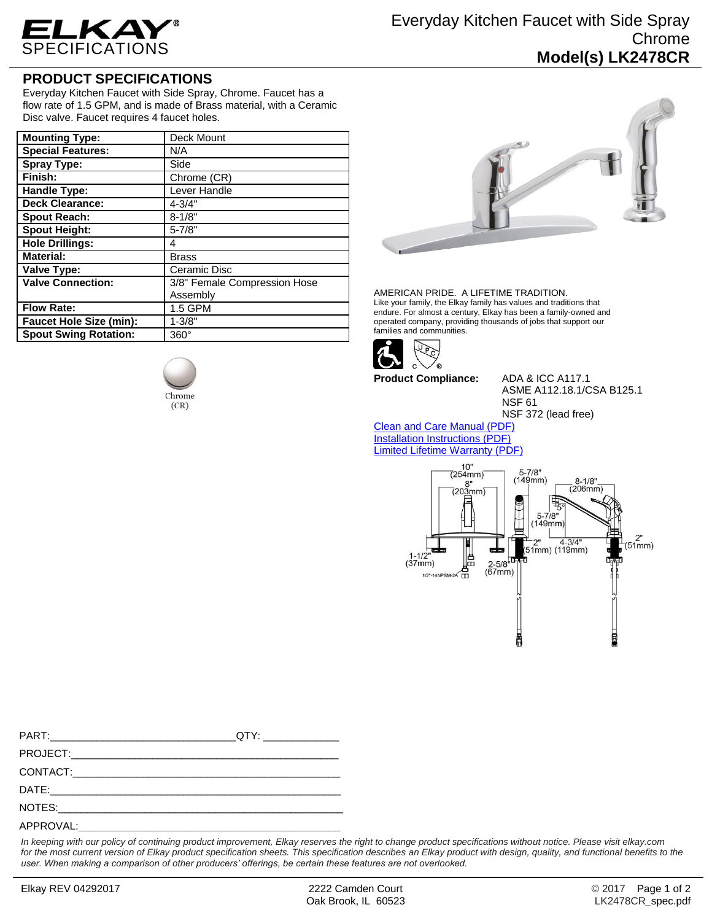# ELKAY® SPECIFICATIONS

Everyday Kitchen Faucet with Side Spray
Chrome
**Model(s) LK2478CR**

## PRODUCT SPECIFICATIONS

Everyday Kitchen Faucet with Side Spray, Chrome. Faucet has a flow rate of 1.5 GPM, and is made of Brass material, with a Ceramic Disc valve. Faucet requires 4 faucet holes.

| **Mounting Type:** | Deck Mount |
|---|---|
| **Special Features:** | N/A |
| **Spray Type:** | Side |
| **Finish:** | Chrome (CR) |
| **Handle Type:** | Lever Handle |
| **Deck Clearance:** | 4-3/4" |
| **Spout Reach:** | 8-1/8" |
| **Spout Height:** | 5-7/8" |
| **Hole Drillings:** | 4 |
| **Material:** | Brass |
| **Valve Type:** | Ceramic Disc |
| **Valve Connection:** | 3/8" Female Compression Hose Assembly |
| **Flow Rate:** | 1.5 GPM |
| **Faucet Hole Size (min):** | 1-3/8" |
| **Spout Swing Rotation:** | 360° |

Chrome (CR)

AMERICAN PRIDE. A LIFETIME TRADITION.
Like your family, the Elkay family has values and traditions that endure. For almost a century, Elkay has been a family-owned and operated company, providing thousands of jobs that support our families and communities.

**Product Compliance:** ADA & ICC A117.1
ASME A112.18.1/CSA B125.1
NSF 61
NSF 372 (lead free)

Clean and Care Manual (PDF)
Installation Instructions (PDF)
Limited Lifetime Warranty (PDF)

PART:_______________________________QTY: ____________
PROJECT:______________________________________________
CONTACT:______________________________________________
DATE:_________________________________________________
NOTES:________________________________________________
APPROVAL:_____________________________________________

*In keeping with our policy of continuing product improvement, Elkay reserves the right to change product specifications without notice. Please visit elkay.com for the most current version of Elkay product specification sheets. This specification describes an Elkay product with design, quality, and functional benefits to the user. When making a comparison of other producers' offerings, be certain these features are not overlooked.*

Elkay REV 04292017 | 2222 Camden Court, Oak Brook, IL 60523 | © 2017 | LK2478CR_spec.pdf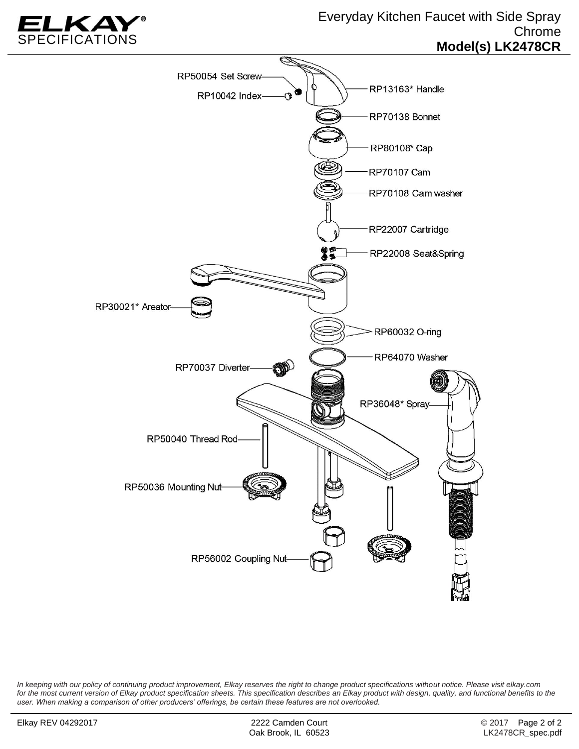# Everyday Kitchen Faucet with Side Spray

Chrome

**Model(s) LK2478CR**

RP50054 Set Screw

RP10042 Index

RP13163* Handle

RP70138 Bonnet

RP80108* Cap

RP70107 Cam

RP70108 Cam washer

RP22007 Cartridge

RP22008 Seat&Spring

RP30021* Areator

RP60032 O-ring

RP64070 Washer

RP70037 Diverter

RP36048* Spray

RP50040 Thread Rod

RP50036 Mounting Nut

RP56002 Coupling Nut

*In keeping with our policy of continuing product improvement, Elkay reserves the right to change product specifications without notice. Please visit elkay.com for the most current version of Elkay product specification sheets. This specification describes an Elkay product with design, quality, and functional benefits to the user. When making a comparison of other producers' offerings, be certain these features are not overlooked.*

Elkay REV 04292017

2222 Camden Court
Oak Brook, IL 60523

© 2017

LK2478CR_spec.pdf